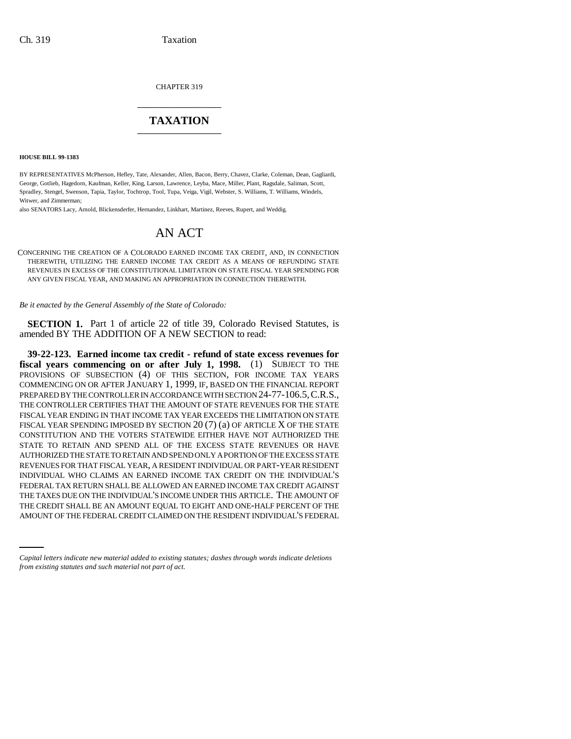CHAPTER 319

# TAXATION

**HOUSE BILL 99-1383**

BY REPRESENTATIVES McPherson, Hefley, Tate, Alexander, Allen, Bacon, Berry, Chavez, Clarke, Coleman, Dean, Gagliardi, George, Gotlieb, Hagedorn, Kaufman, Keller, King, Larson, Lawrence, Leyba, Mace, Miller, Plant, Ragsdale, Saliman, Scott, Spradley, Stengel, Swenson, Tapia, Taylor, Tochtrop, Tool, Tupa, Veiga, Vigil, Webster, S. Williams, T. Williams, Windels, Witwer, and Zimmerman;

also SENATORS Lacy, Arnold, Blickensderfer, Hernandez, Linkhart, Martinez, Reeves, Rupert, and Weddig.

## AN ACT

CONCERNING THE CREATION OF A COLORADO EARNED INCOME TAX CREDIT, AND, IN CONNECTION THEREWITH, UTILIZING THE EARNED INCOME TAX CREDIT AS A MEANS OF REFUNDING STATE REVENUES IN EXCESS OF THE CONSTITUTIONAL LIMITATION ON STATE FISCAL YEAR SPENDING FOR ANY GIVEN FISCAL YEAR, AND MAKING AN APPROPRIATION IN CONNECTION THEREWITH.

*Be it enacted by the General Assembly of the State of Colorado:*

**SECTION 1.** Part 1 of article 22 of title 39, Colorado Revised Statutes, is amended BY THE ADDITION OF A NEW SECTION to read:

**39-22-123. Earned income tax credit - refund of state excess revenues for fiscal years commencing on or after July 1, 1998.** (1) SUBJECT TO THE PROVISIONS OF SUBSECTION (4) OF THIS SECTION, FOR INCOME TAX YEARS COMMENCING ON OR AFTER JANUARY 1, 1999, IF, BASED ON THE FINANCIAL REPORT PREPARED BY THE CONTROLLER IN ACCORDANCE WITH SECTION 24-77-106.5, C.R.S., THE CONTROLLER CERTIFIES THAT THE AMOUNT OF STATE REVENUES FOR THE STATE FISCAL YEAR ENDING IN THAT INCOME TAX YEAR EXCEEDS THE LIMITATION ON STATE FISCAL YEAR SPENDING IMPOSED BY SECTION 20 (7) (a) OF ARTICLE X OF THE STATE CONSTITUTION AND THE VOTERS STATEWIDE EITHER HAVE NOT AUTHORIZED THE STATE TO RETAIN AND SPEND ALL OF THE EXCESS STATE REVENUES OR HAVE AUTHORIZED THE STATE TO RETAIN AND SPEND ONLY A PORTION OF THE EXCESS STATE REVENUES FOR THAT FISCAL YEAR, A RESIDENT INDIVIDUAL OR PART-YEAR RESIDENT INDIVIDUAL WHO CLAIMS AN EARNED INCOME TAX CREDIT ON THE INDIVIDUAL'S FEDERAL TAX RETURN SHALL BE ALLOWED AN EARNED INCOME TAX CREDIT AGAINST THE TAXES DUE ON THE INDIVIDUAL'S INCOME UNDER THIS ARTICLE. THE AMOUNT OF THE CREDIT SHALL BE AN AMOUNT EQUAL TO EIGHT AND ONE-HALF PERCENT OF THE AMOUNT OF THE FEDERAL CREDIT CLAIMED ON THE RESIDENT INDIVIDUAL'S FEDERAL

*Capital letters indicate new material added to existing statutes; dashes through words indicate deletions from existing statutes and such material not part of act.*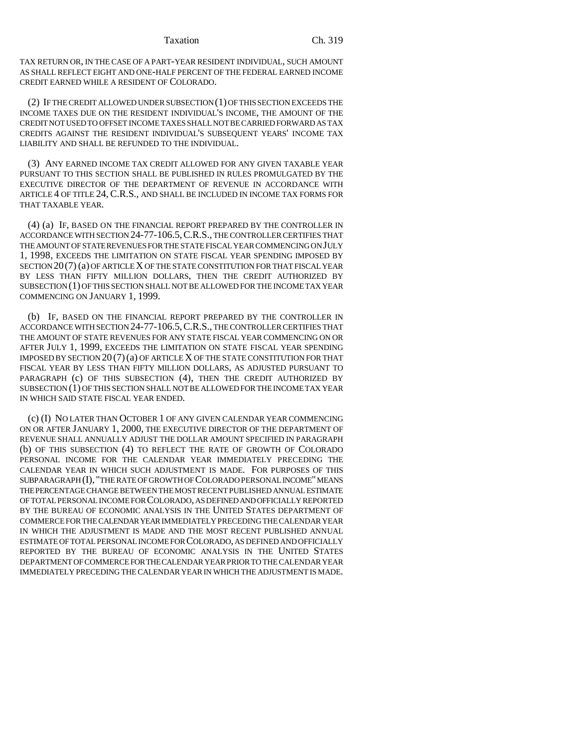TAX RETURN OR, IN THE CASE OF A PART-YEAR RESIDENT INDIVIDUAL, SUCH AMOUNT AS SHALL REFLECT EIGHT AND ONE-HALF PERCENT OF THE FEDERAL EARNED INCOME CREDIT EARNED WHILE A RESIDENT OF COLORADO.

(2) IF THE CREDIT ALLOWED UNDER SUBSECTION (1) OF THIS SECTION EXCEEDS THE INCOME TAXES DUE ON THE RESIDENT INDIVIDUAL'S INCOME, THE AMOUNT OF THE CREDIT NOT USED TO OFFSET INCOME TAXES SHALL NOT BE CARRIED FORWARD AS TAX CREDITS AGAINST THE RESIDENT INDIVIDUAL'S SUBSEQUENT YEARS' INCOME TAX LIABILITY AND SHALL BE REFUNDED TO THE INDIVIDUAL.

(3) ANY EARNED INCOME TAX CREDIT ALLOWED FOR ANY GIVEN TAXABLE YEAR PURSUANT TO THIS SECTION SHALL BE PUBLISHED IN RULES PROMULGATED BY THE EXECUTIVE DIRECTOR OF THE DEPARTMENT OF REVENUE IN ACCORDANCE WITH ARTICLE 4 OF TITLE 24, C.R.S., AND SHALL BE INCLUDED IN INCOME TAX FORMS FOR THAT TAXABLE YEAR.

(4) (a) IF, BASED ON THE FINANCIAL REPORT PREPARED BY THE CONTROLLER IN ACCORDANCE WITH SECTION 24-77-106.5, C.R.S., THE CONTROLLER CERTIFIES THAT THE AMOUNT OF STATE REVENUES FOR THE STATE FISCAL YEAR COMMENCING ON JULY 1, 1998, EXCEEDS THE LIMITATION ON STATE FISCAL YEAR SPENDING IMPOSED BY SECTION 20 (7) (a) OF ARTICLE X OF THE STATE CONSTITUTION FOR THAT FISCAL YEAR BY LESS THAN FIFTY MILLION DOLLARS, THEN THE CREDIT AUTHORIZED BY SUBSECTION (1) OF THIS SECTION SHALL NOT BE ALLOWED FOR THE INCOME TAX YEAR COMMENCING ON JANUARY 1, 1999.

(b) IF, BASED ON THE FINANCIAL REPORT PREPARED BY THE CONTROLLER IN ACCORDANCE WITH SECTION 24-77-106.5, C.R.S., THE CONTROLLER CERTIFIES THAT THE AMOUNT OF STATE REVENUES FOR ANY STATE FISCAL YEAR COMMENCING ON OR AFTER JULY 1, 1999, EXCEEDS THE LIMITATION ON STATE FISCAL YEAR SPENDING IMPOSED BY SECTION 20 (7) (a) OF ARTICLE X OF THE STATE CONSTITUTION FOR THAT FISCAL YEAR BY LESS THAN FIFTY MILLION DOLLARS, AS ADJUSTED PURSUANT TO PARAGRAPH (c) OF THIS SUBSECTION (4), THEN THE CREDIT AUTHORIZED BY SUBSECTION (1) OF THIS SECTION SHALL NOT BE ALLOWED FOR THE INCOME TAX YEAR IN WHICH SAID STATE FISCAL YEAR ENDED.

(c) (I) NO LATER THAN OCTOBER 1 OF ANY GIVEN CALENDAR YEAR COMMENCING ON OR AFTER JANUARY 1, 2000, THE EXECUTIVE DIRECTOR OF THE DEPARTMENT OF REVENUE SHALL ANNUALLY ADJUST THE DOLLAR AMOUNT SPECIFIED IN PARAGRAPH (b) OF THIS SUBSECTION (4) TO REFLECT THE RATE OF GROWTH OF COLORADO PERSONAL INCOME FOR THE CALENDAR YEAR IMMEDIATELY PRECEDING THE CALENDAR YEAR IN WHICH SUCH ADJUSTMENT IS MADE. FOR PURPOSES OF THIS SUBPARAGRAPH (I), "THE RATE OF GROWTH OF COLORADO PERSONAL INCOME" MEANS THE PERCENTAGE CHANGE BETWEEN THE MOST RECENT PUBLISHED ANNUAL ESTIMATE OF TOTAL PERSONAL INCOME FOR COLORADO, AS DEFINED AND OFFICIALLY REPORTED BY THE BUREAU OF ECONOMIC ANALYSIS IN THE UNITED STATES DEPARTMENT OF COMMERCE FOR THE CALENDAR YEAR IMMEDIATELY PRECEDING THE CALENDAR YEAR IN WHICH THE ADJUSTMENT IS MADE AND THE MOST RECENT PUBLISHED ANNUAL ESTIMATE OF TOTAL PERSONAL INCOME FOR COLORADO, AS DEFINED AND OFFICIALLY REPORTED BY THE BUREAU OF ECONOMIC ANALYSIS IN THE UNITED STATES DEPARTMENT OF COMMERCE FOR THE CALENDAR YEAR PRIOR TO THE CALENDAR YEAR IMMEDIATELY PRECEDING THE CALENDAR YEAR IN WHICH THE ADJUSTMENT IS MADE.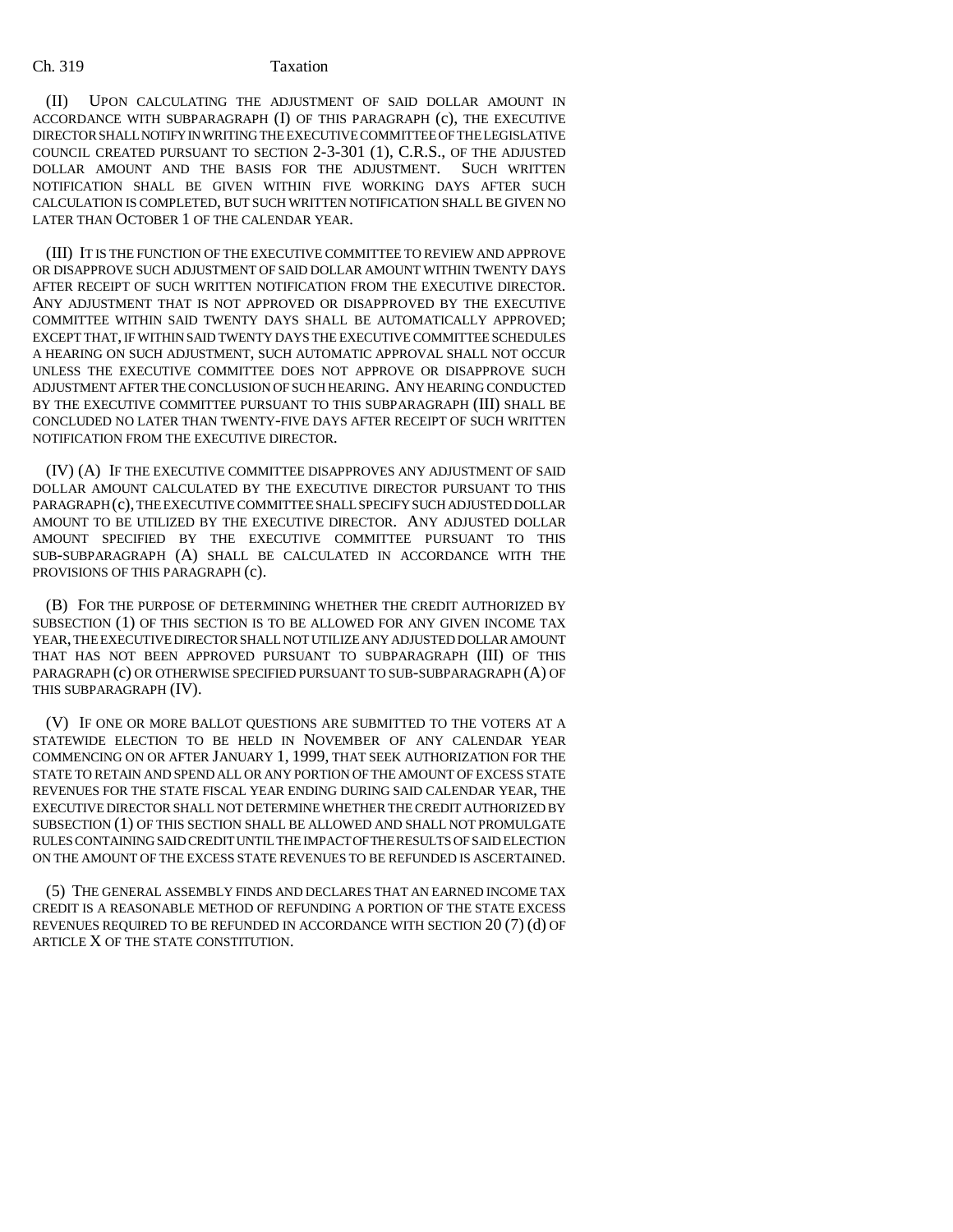(II) UPON CALCULATING THE ADJUSTMENT OF SAID DOLLAR AMOUNT IN ACCORDANCE WITH SUBPARAGRAPH (I) OF THIS PARAGRAPH (c), THE EXECUTIVE DIRECTOR SHALL NOTIFY IN WRITING THE EXECUTIVE COMMITTEE OF THE LEGISLATIVE COUNCIL CREATED PURSUANT TO SECTION 2-3-301 (1), C.R.S., OF THE ADJUSTED DOLLAR AMOUNT AND THE BASIS FOR THE ADJUSTMENT. SUCH WRITTEN NOTIFICATION SHALL BE GIVEN WITHIN FIVE WORKING DAYS AFTER SUCH CALCULATION IS COMPLETED, BUT SUCH WRITTEN NOTIFICATION SHALL BE GIVEN NO LATER THAN OCTOBER 1 OF THE CALENDAR YEAR.

(III) IT IS THE FUNCTION OF THE EXECUTIVE COMMITTEE TO REVIEW AND APPROVE OR DISAPPROVE SUCH ADJUSTMENT OF SAID DOLLAR AMOUNT WITHIN TWENTY DAYS AFTER RECEIPT OF SUCH WRITTEN NOTIFICATION FROM THE EXECUTIVE DIRECTOR. ANY ADJUSTMENT THAT IS NOT APPROVED OR DISAPPROVED BY THE EXECUTIVE COMMITTEE WITHIN SAID TWENTY DAYS SHALL BE AUTOMATICALLY APPROVED; EXCEPT THAT, IF WITHIN SAID TWENTY DAYS THE EXECUTIVE COMMITTEE SCHEDULES A HEARING ON SUCH ADJUSTMENT, SUCH AUTOMATIC APPROVAL SHALL NOT OCCUR UNLESS THE EXECUTIVE COMMITTEE DOES NOT APPROVE OR DISAPPROVE SUCH ADJUSTMENT AFTER THE CONCLUSION OF SUCH HEARING. ANY HEARING CONDUCTED BY THE EXECUTIVE COMMITTEE PURSUANT TO THIS SUBPARAGRAPH (III) SHALL BE CONCLUDED NO LATER THAN TWENTY-FIVE DAYS AFTER RECEIPT OF SUCH WRITTEN NOTIFICATION FROM THE EXECUTIVE DIRECTOR.

(IV) (A) IF THE EXECUTIVE COMMITTEE DISAPPROVES ANY ADJUSTMENT OF SAID DOLLAR AMOUNT CALCULATED BY THE EXECUTIVE DIRECTOR PURSUANT TO THIS PARAGRAPH (c), THE EXECUTIVE COMMITTEE SHALL SPECIFY SUCH ADJUSTED DOLLAR AMOUNT TO BE UTILIZED BY THE EXECUTIVE DIRECTOR. ANY ADJUSTED DOLLAR AMOUNT SPECIFIED BY THE EXECUTIVE COMMITTEE PURSUANT TO THIS SUB-SUBPARAGRAPH (A) SHALL BE CALCULATED IN ACCORDANCE WITH THE PROVISIONS OF THIS PARAGRAPH (c).

(B) FOR THE PURPOSE OF DETERMINING WHETHER THE CREDIT AUTHORIZED BY SUBSECTION (1) OF THIS SECTION IS TO BE ALLOWED FOR ANY GIVEN INCOME TAX YEAR, THE EXECUTIVE DIRECTOR SHALL NOT UTILIZE ANY ADJUSTED DOLLAR AMOUNT THAT HAS NOT BEEN APPROVED PURSUANT TO SUBPARAGRAPH (III) OF THIS PARAGRAPH (c) OR OTHERWISE SPECIFIED PURSUANT TO SUB-SUBPARAGRAPH (A) OF THIS SUBPARAGRAPH (IV).

(V) IF ONE OR MORE BALLOT QUESTIONS ARE SUBMITTED TO THE VOTERS AT A STATEWIDE ELECTION TO BE HELD IN NOVEMBER OF ANY CALENDAR YEAR COMMENCING ON OR AFTER JANUARY 1, 1999, THAT SEEK AUTHORIZATION FOR THE STATE TO RETAIN AND SPEND ALL OR ANY PORTION OF THE AMOUNT OF EXCESS STATE REVENUES FOR THE STATE FISCAL YEAR ENDING DURING SAID CALENDAR YEAR, THE EXECUTIVE DIRECTOR SHALL NOT DETERMINE WHETHER THE CREDIT AUTHORIZED BY SUBSECTION (1) OF THIS SECTION SHALL BE ALLOWED AND SHALL NOT PROMULGATE RULES CONTAINING SAID CREDIT UNTIL THE IMPACT OF THE RESULTS OF SAID ELECTION ON THE AMOUNT OF THE EXCESS STATE REVENUES TO BE REFUNDED IS ASCERTAINED.

(5) THE GENERAL ASSEMBLY FINDS AND DECLARES THAT AN EARNED INCOME TAX CREDIT IS A REASONABLE METHOD OF REFUNDING A PORTION OF THE STATE EXCESS REVENUES REQUIRED TO BE REFUNDED IN ACCORDANCE WITH SECTION 20 (7) (d) OF ARTICLE X OF THE STATE CONSTITUTION.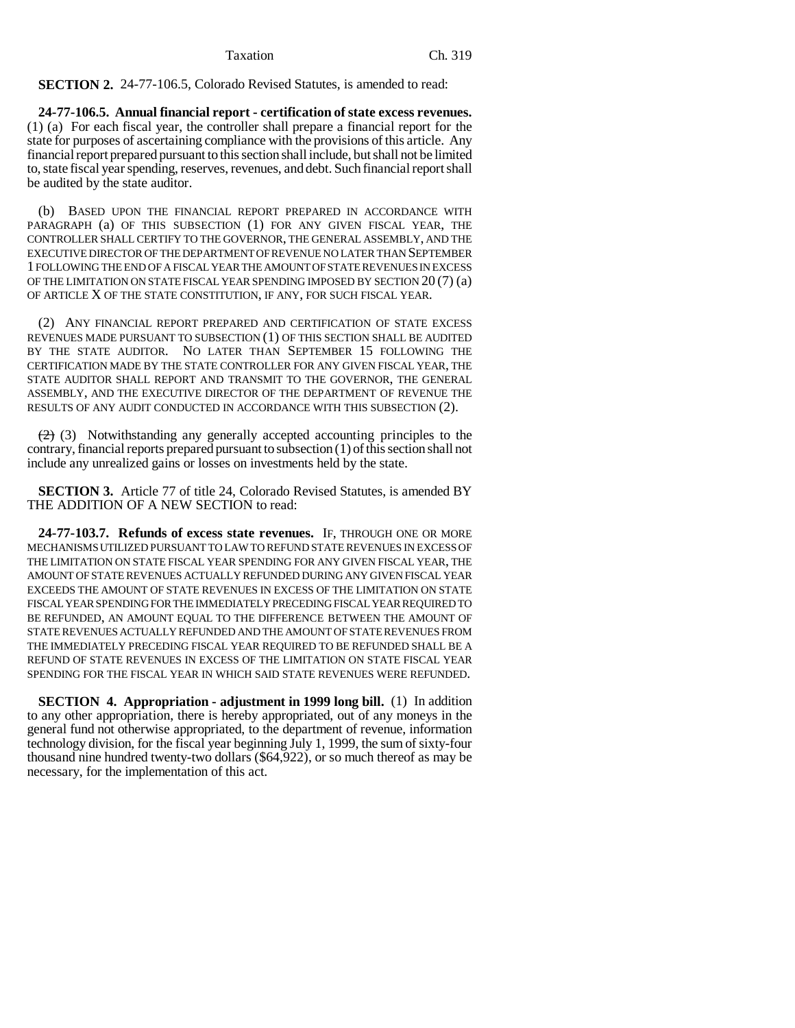**SECTION 2.** 24-77-106.5, Colorado Revised Statutes, is amended to read:

**24-77-106.5. Annual financial report - certification of state excess revenues.** (1) (a) For each fiscal year, the controller shall prepare a financial report for the state for purposes of ascertaining compliance with the provisions of this article. Any financial report prepared pursuant to this section shall include, but shall not be limited to, state fiscal year spending, reserves, revenues, and debt. Such financial report shall be audited by the state auditor.

(b) BASED UPON THE FINANCIAL REPORT PREPARED IN ACCORDANCE WITH PARAGRAPH (a) OF THIS SUBSECTION (1) FOR ANY GIVEN FISCAL YEAR, THE CONTROLLER SHALL CERTIFY TO THE GOVERNOR, THE GENERAL ASSEMBLY, AND THE EXECUTIVE DIRECTOR OF THE DEPARTMENT OF REVENUE NO LATER THAN SEPTEMBER 1 FOLLOWING THE END OF A FISCAL YEAR THE AMOUNT OF STATE REVENUES IN EXCESS OF THE LIMITATION ON STATE FISCAL YEAR SPENDING IMPOSED BY SECTION 20 (7) (a) OF ARTICLE X OF THE STATE CONSTITUTION, IF ANY, FOR SUCH FISCAL YEAR.

(2) ANY FINANCIAL REPORT PREPARED AND CERTIFICATION OF STATE EXCESS REVENUES MADE PURSUANT TO SUBSECTION (1) OF THIS SECTION SHALL BE AUDITED BY THE STATE AUDITOR. NO LATER THAN SEPTEMBER 15 FOLLOWING THE CERTIFICATION MADE BY THE STATE CONTROLLER FOR ANY GIVEN FISCAL YEAR, THE STATE AUDITOR SHALL REPORT AND TRANSMIT TO THE GOVERNOR, THE GENERAL ASSEMBLY, AND THE EXECUTIVE DIRECTOR OF THE DEPARTMENT OF REVENUE THE RESULTS OF ANY AUDIT CONDUCTED IN ACCORDANCE WITH THIS SUBSECTION (2).

~~(2)~~ (3) Notwithstanding any generally accepted accounting principles to the contrary, financial reports prepared pursuant to subsection (1) of this section shall not include any unrealized gains or losses on investments held by the state.

**SECTION 3.** Article 77 of title 24, Colorado Revised Statutes, is amended BY THE ADDITION OF A NEW SECTION to read:

**24-77-103.7. Refunds of excess state revenues.** IF, THROUGH ONE OR MORE MECHANISMS UTILIZED PURSUANT TO LAW TO REFUND STATE REVENUES IN EXCESS OF THE LIMITATION ON STATE FISCAL YEAR SPENDING FOR ANY GIVEN FISCAL YEAR, THE AMOUNT OF STATE REVENUES ACTUALLY REFUNDED DURING ANY GIVEN FISCAL YEAR EXCEEDS THE AMOUNT OF STATE REVENUES IN EXCESS OF THE LIMITATION ON STATE FISCAL YEAR SPENDING FOR THE IMMEDIATELY PRECEDING FISCAL YEAR REQUIRED TO BE REFUNDED, AN AMOUNT EQUAL TO THE DIFFERENCE BETWEEN THE AMOUNT OF STATE REVENUES ACTUALLY REFUNDED AND THE AMOUNT OF STATE REVENUES FROM THE IMMEDIATELY PRECEDING FISCAL YEAR REQUIRED TO BE REFUNDED SHALL BE A REFUND OF STATE REVENUES IN EXCESS OF THE LIMITATION ON STATE FISCAL YEAR SPENDING FOR THE FISCAL YEAR IN WHICH SAID STATE REVENUES WERE REFUNDED.

**SECTION 4. Appropriation - adjustment in 1999 long bill.** (1) In addition to any other appropriation, there is hereby appropriated, out of any moneys in the general fund not otherwise appropriated, to the department of revenue, information technology division, for the fiscal year beginning July 1, 1999, the sum of sixty-four thousand nine hundred twenty-two dollars ($64,922), or so much thereof as may be necessary, for the implementation of this act.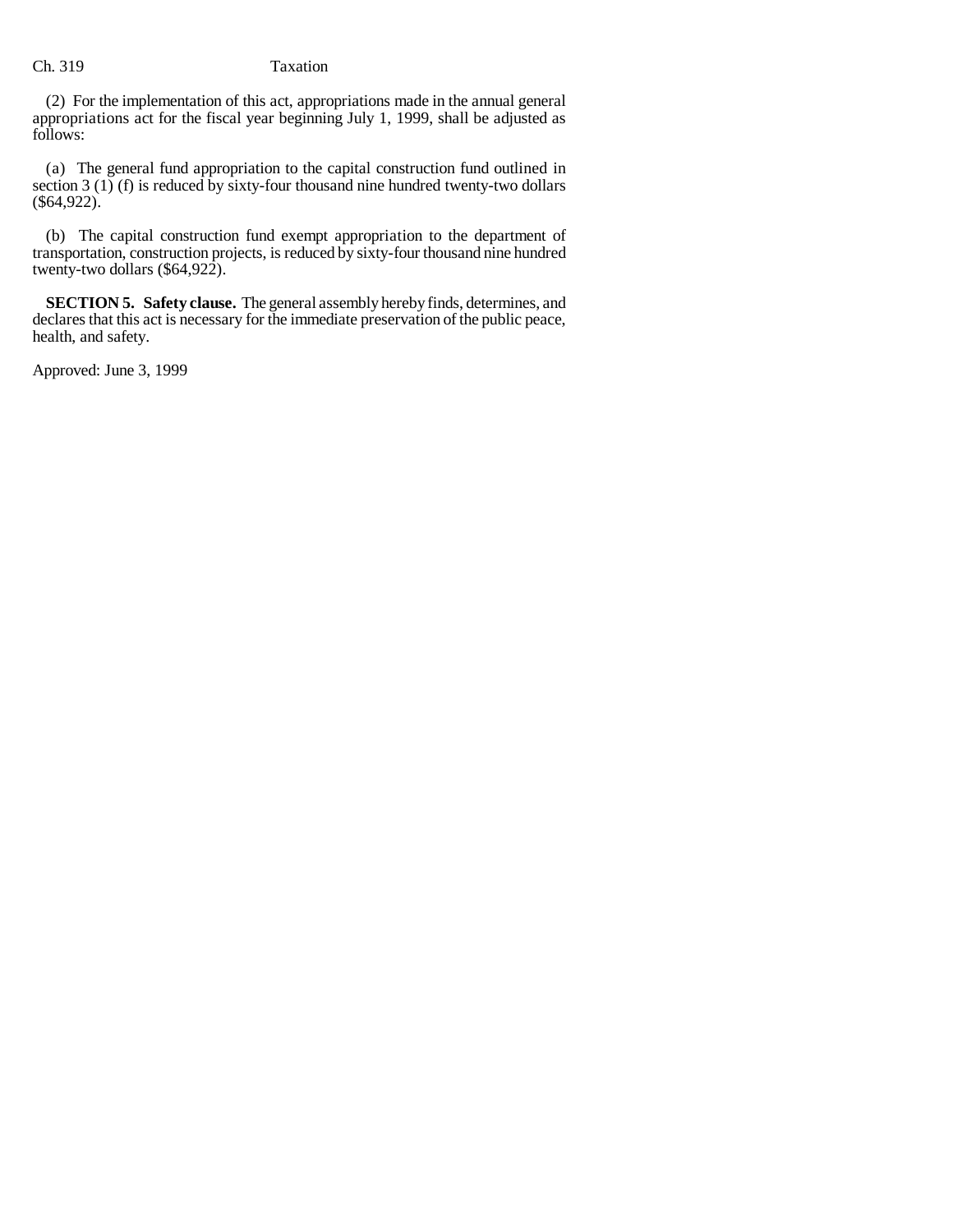(2) For the implementation of this act, appropriations made in the annual general appropriations act for the fiscal year beginning July 1, 1999, shall be adjusted as follows:

(a) The general fund appropriation to the capital construction fund outlined in section 3 (1) (f) is reduced by sixty-four thousand nine hundred twenty-two dollars ($64,922).

(b) The capital construction fund exempt appropriation to the department of transportation, construction projects, is reduced by sixty-four thousand nine hundred twenty-two dollars ($64,922).

**SECTION 5. Safety clause.** The general assembly hereby finds, determines, and declares that this act is necessary for the immediate preservation of the public peace, health, and safety.

Approved: June 3, 1999